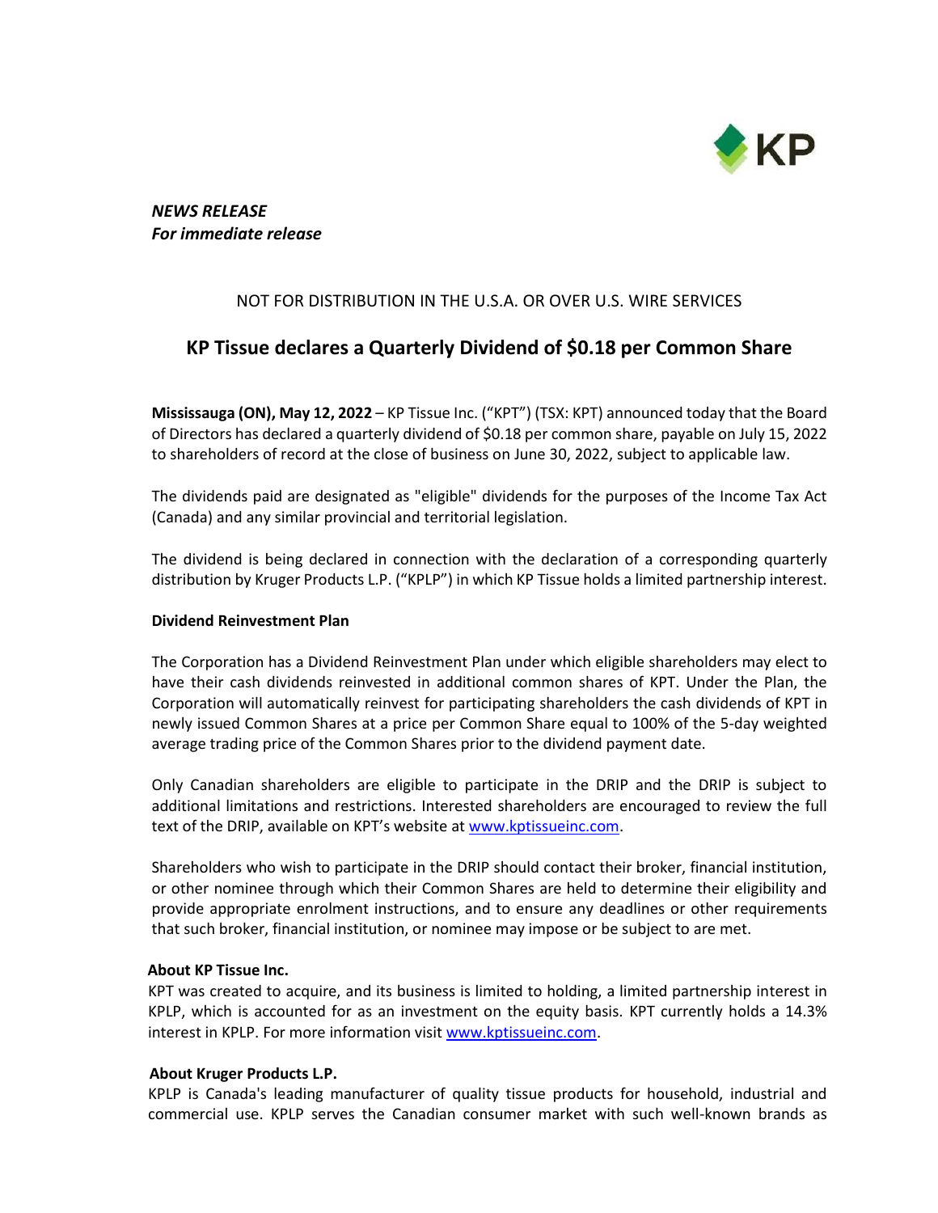*NEWS RELEASE*
***For immediate release***

NOT FOR DISTRIBUTION IN THE U.S.A. OR OVER U.S. WIRE SERVICES

# KP Tissue declares a Quarterly Dividend of $0.18 per Common Share

**Mississauga (ON), May 12, 2022** – KP Tissue Inc. ("KPT") (TSX: KPT) announced today that the Board of Directors has declared a quarterly dividend of $0.18 per common share, payable on July 15, 2022 to shareholders of record at the close of business on June 30, 2022, subject to applicable law.

The dividends paid are designated as "eligible" dividends for the purposes of the Income Tax Act (Canada) and any similar provincial and territorial legislation.

The dividend is being declared in connection with the declaration of a corresponding quarterly distribution by Kruger Products L.P. ("KPLP") in which KP Tissue holds a limited partnership interest.

**Dividend Reinvestment Plan**

The Corporation has a Dividend Reinvestment Plan under which eligible shareholders may elect to have their cash dividends reinvested in additional common shares of KPT. Under the Plan, the Corporation will automatically reinvest for participating shareholders the cash dividends of KPT in newly issued Common Shares at a price per Common Share equal to 100% of the 5-day weighted average trading price of the Common Shares prior to the dividend payment date.

Only Canadian shareholders are eligible to participate in the DRIP and the DRIP is subject to additional limitations and restrictions. Interested shareholders are encouraged to review the full text of the DRIP, available on KPT's website at www.kptissueinc.com.

Shareholders who wish to participate in the DRIP should contact their broker, financial institution, or other nominee through which their Common Shares are held to determine their eligibility and provide appropriate enrolment instructions, and to ensure any deadlines or other requirements that such broker, financial institution, or nominee may impose or be subject to are met.

**About KP Tissue Inc.**

KPT was created to acquire, and its business is limited to holding, a limited partnership interest in KPLP, which is accounted for as an investment on the equity basis. KPT currently holds a 14.3% interest in KPLP. For more information visit www.kptissueinc.com.

**About Kruger Products L.P.**

KPLP is Canada's leading manufacturer of quality tissue products for household, industrial and commercial use. KPLP serves the Canadian consumer market with such well-known brands as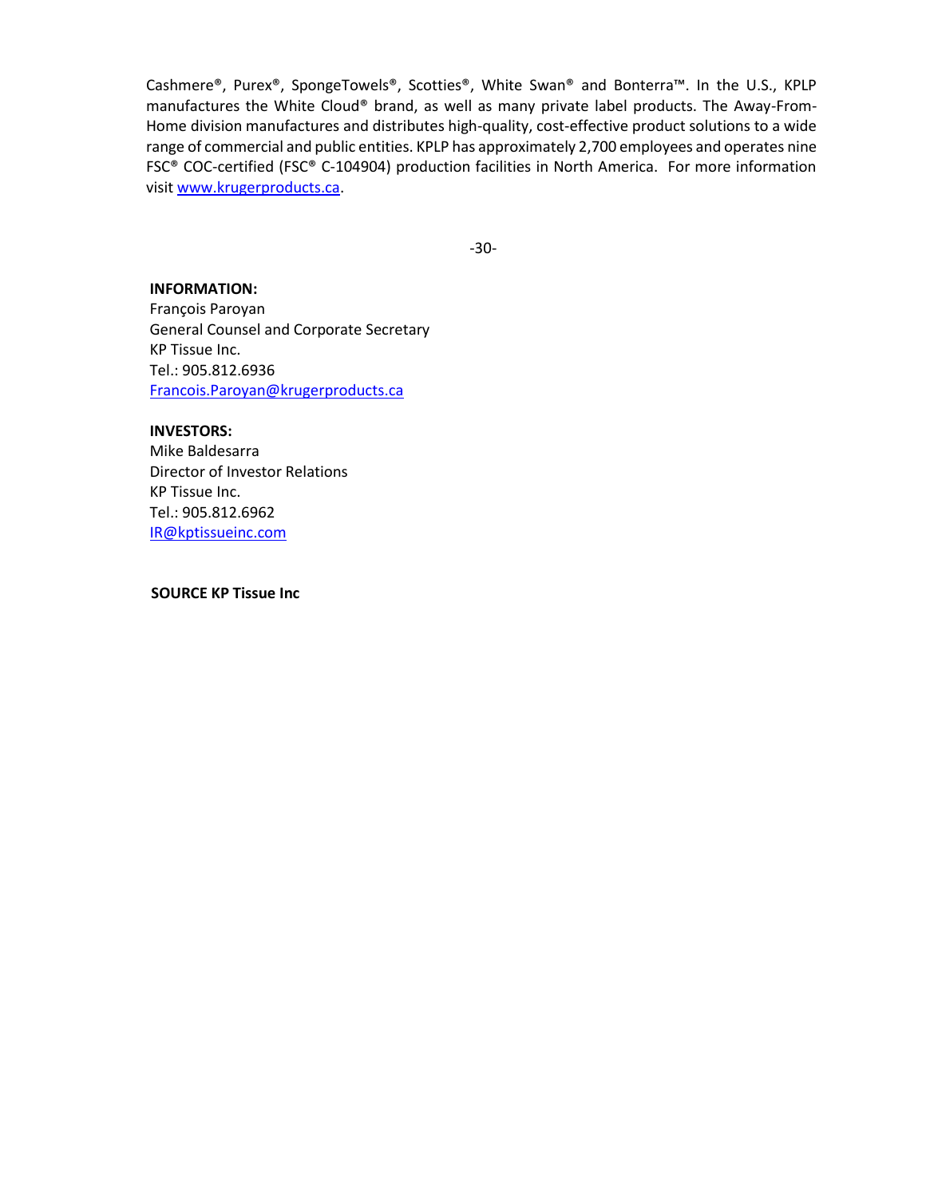Cashmere®, Purex®, SpongeTowels®, Scotties®, White Swan® and Bonterra™. In the U.S., KPLP manufactures the White Cloud® brand, as well as many private label products. The Away-From-Home division manufactures and distributes high-quality, cost-effective product solutions to a wide range of commercial and public entities. KPLP has approximately 2,700 employees and operates nine FSC® COC-certified (FSC® C-104904) production facilities in North America. For more information visit www.krugerproducts.ca.

-30-

**INFORMATION:**
François Paroyan
General Counsel and Corporate Secretary
KP Tissue Inc.
Tel.: 905.812.6936
Francois.Paroyan@krugerproducts.ca

**INVESTORS:**
Mike Baldesarra
Director of Investor Relations
KP Tissue Inc.
Tel.: 905.812.6962
IR@kptissueinc.com

**SOURCE KP Tissue Inc**